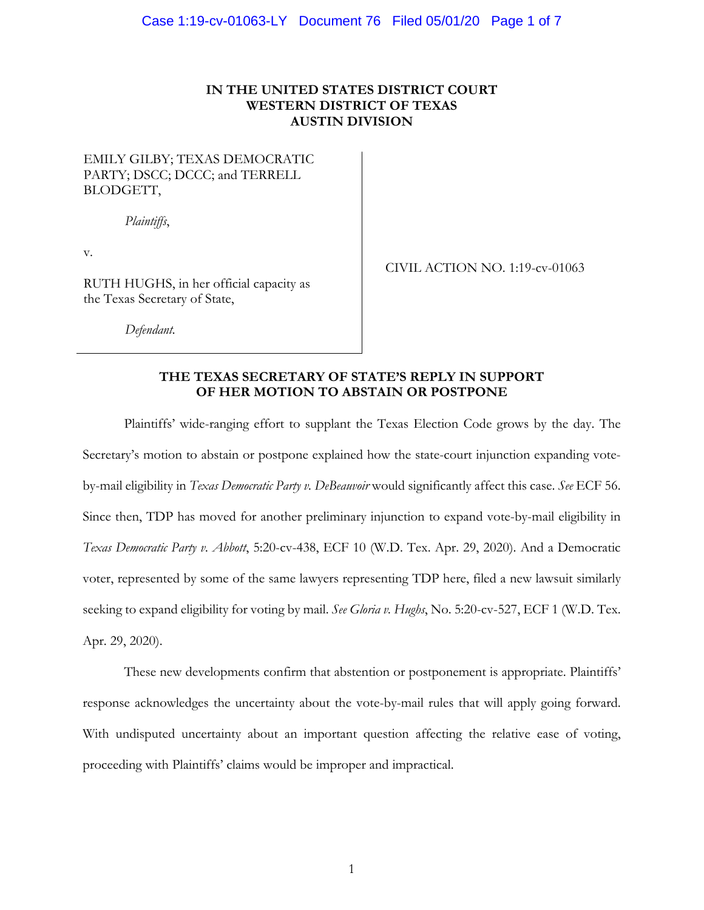**IN THE UNITED STATES DISTRICT COURT**
**WESTERN DISTRICT OF TEXAS**
**AUSTIN DIVISION**

EMILY GILBY; TEXAS DEMOCRATIC PARTY; DSCC; DCCC; and TERRELL BLODGETT,

*Plaintiffs*,

v.

RUTH HUGHS, in her official capacity as the Texas Secretary of State,

*Defendant.*

CIVIL ACTION NO. 1:19-cv-01063

**THE TEXAS SECRETARY OF STATE'S REPLY IN SUPPORT OF HER MOTION TO ABSTAIN OR POSTPONE**

Plaintiffs' wide-ranging effort to supplant the Texas Election Code grows by the day. The Secretary's motion to abstain or postpone explained how the state-court injunction expanding vote-by-mail eligibility in *Texas Democratic Party v. DeBeauvoir* would significantly affect this case. *See* ECF 56. Since then, TDP has moved for another preliminary injunction to expand vote-by-mail eligibility in *Texas Democratic Party v. Abbott*, 5:20-cv-438, ECF 10 (W.D. Tex. Apr. 29, 2020). And a Democratic voter, represented by some of the same lawyers representing TDP here, filed a new lawsuit similarly seeking to expand eligibility for voting by mail. *See Gloria v. Hughs*, No. 5:20-cv-527, ECF 1 (W.D. Tex. Apr. 29, 2020).

These new developments confirm that abstention or postponement is appropriate. Plaintiffs' response acknowledges the uncertainty about the vote-by-mail rules that will apply going forward. With undisputed uncertainty about an important question affecting the relative ease of voting, proceeding with Plaintiffs' claims would be improper and impractical.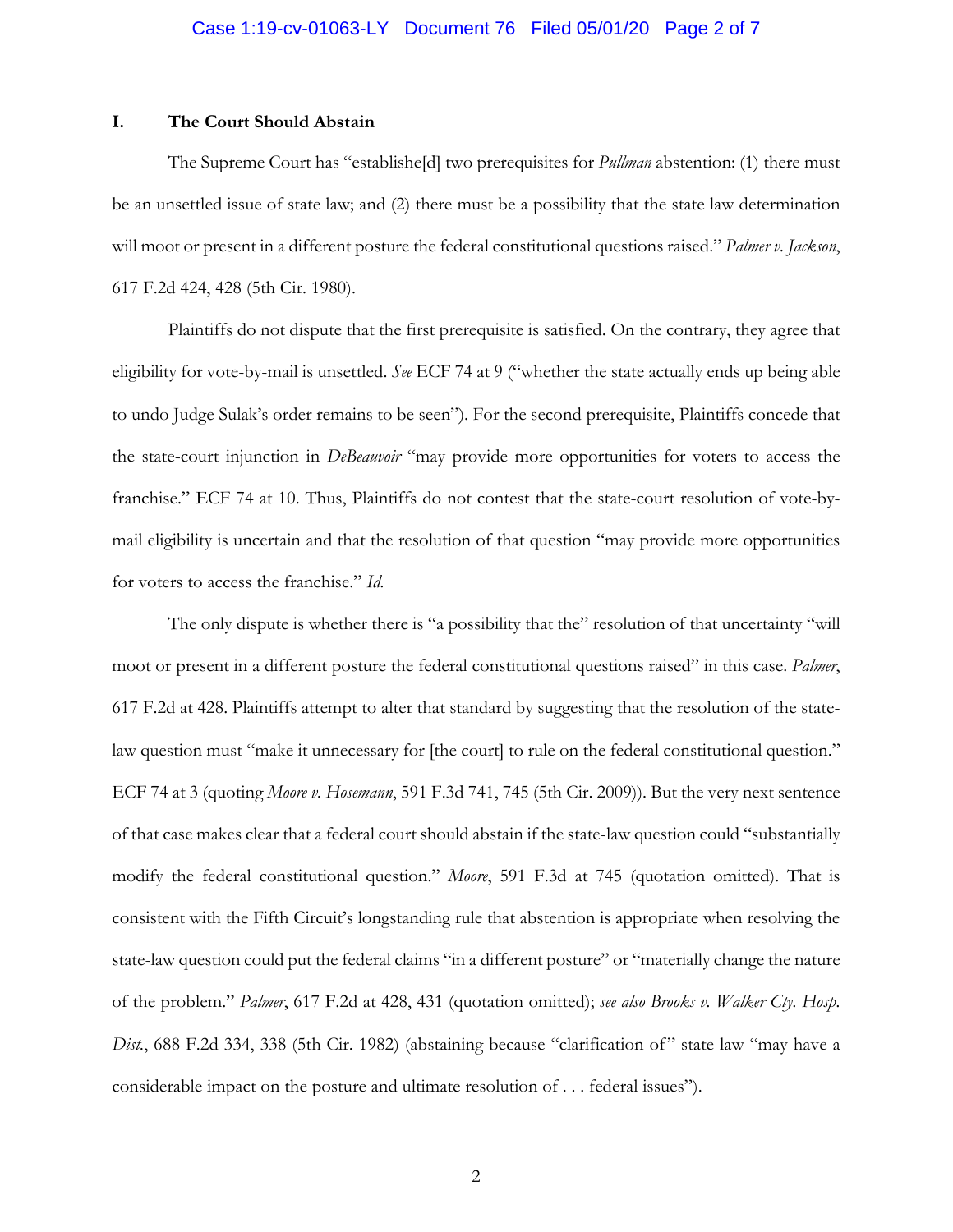## I. The Court Should Abstain

The Supreme Court has "establishe[d] two prerequisites for *Pullman* abstention: (1) there must be an unsettled issue of state law; and (2) there must be a possibility that the state law determination will moot or present in a different posture the federal constitutional questions raised." *Palmer v. Jackson*, 617 F.2d 424, 428 (5th Cir. 1980).

Plaintiffs do not dispute that the first prerequisite is satisfied. On the contrary, they agree that eligibility for vote-by-mail is unsettled. *See* ECF 74 at 9 ("whether the state actually ends up being able to undo Judge Sulak's order remains to be seen"). For the second prerequisite, Plaintiffs concede that the state-court injunction in *DeBeauvoir* "may provide more opportunities for voters to access the franchise." ECF 74 at 10. Thus, Plaintiffs do not contest that the state-court resolution of vote-by-mail eligibility is uncertain and that the resolution of that question "may provide more opportunities for voters to access the franchise." *Id.*

The only dispute is whether there is "a possibility that the" resolution of that uncertainty "will moot or present in a different posture the federal constitutional questions raised" in this case. *Palmer*, 617 F.2d at 428. Plaintiffs attempt to alter that standard by suggesting that the resolution of the state-law question must "make it unnecessary for [the court] to rule on the federal constitutional question." ECF 74 at 3 (quoting *Moore v. Hosemann*, 591 F.3d 741, 745 (5th Cir. 2009)). But the very next sentence of that case makes clear that a federal court should abstain if the state-law question could "substantially modify the federal constitutional question." *Moore*, 591 F.3d at 745 (quotation omitted). That is consistent with the Fifth Circuit's longstanding rule that abstention is appropriate when resolving the state-law question could put the federal claims "in a different posture" or "materially change the nature of the problem." *Palmer*, 617 F.2d at 428, 431 (quotation omitted); *see also Brooks v. Walker Cty. Hosp. Dist.*, 688 F.2d 334, 338 (5th Cir. 1982) (abstaining because "clarification of" state law "may have a considerable impact on the posture and ultimate resolution of . . . federal issues").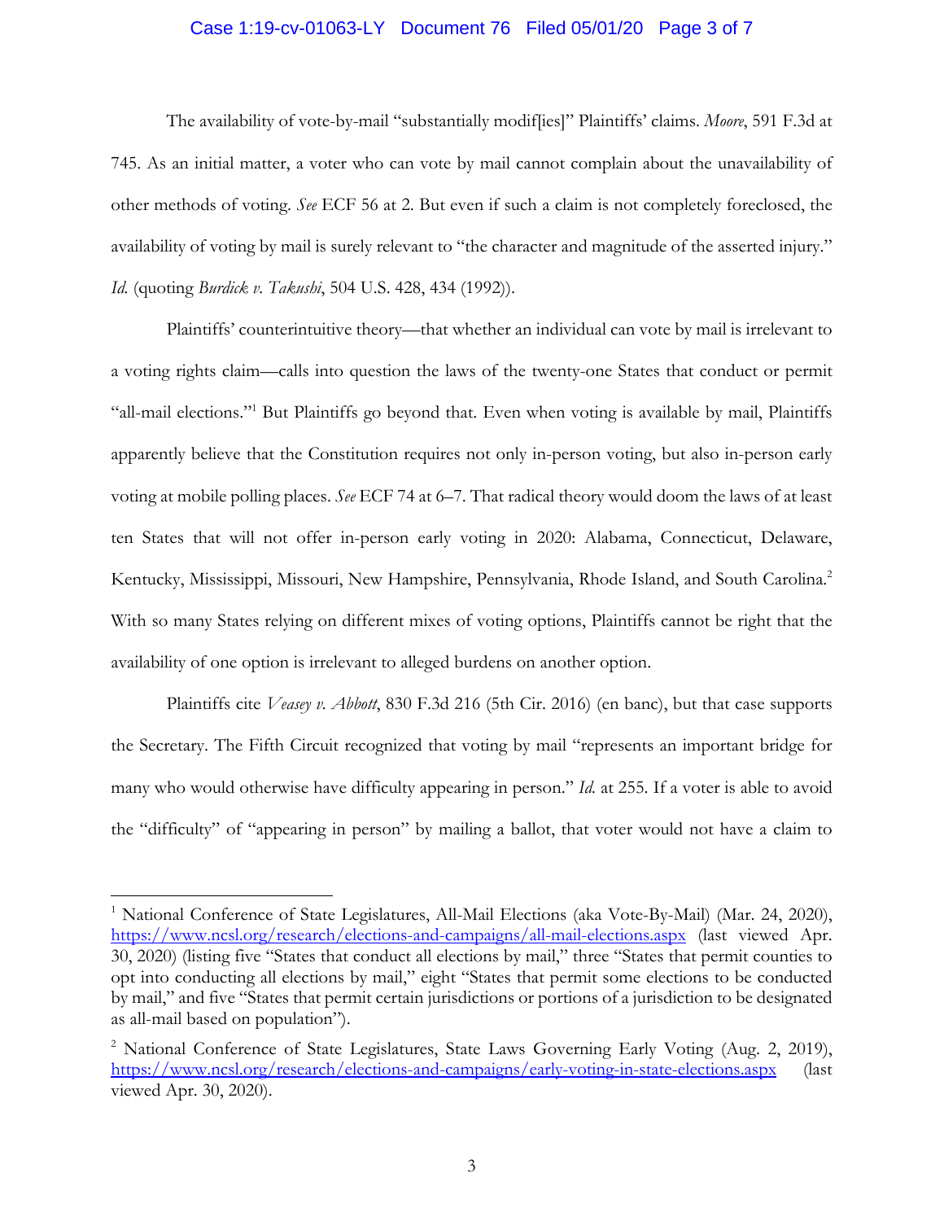The availability of vote-by-mail "substantially modif[ies]" Plaintiffs' claims. *Moore*, 591 F.3d at 745. As an initial matter, a voter who can vote by mail cannot complain about the unavailability of other methods of voting. *See* ECF 56 at 2. But even if such a claim is not completely foreclosed, the availability of voting by mail is surely relevant to "the character and magnitude of the asserted injury." *Id.* (quoting *Burdick v. Takushi*, 504 U.S. 428, 434 (1992)).

Plaintiffs' counterintuitive theory—that whether an individual can vote by mail is irrelevant to a voting rights claim—calls into question the laws of the twenty-one States that conduct or permit "all-mail elections."[1] But Plaintiffs go beyond that. Even when voting is available by mail, Plaintiffs apparently believe that the Constitution requires not only in-person voting, but also in-person early voting at mobile polling places. *See* ECF 74 at 6–7. That radical theory would doom the laws of at least ten States that will not offer in-person early voting in 2020: Alabama, Connecticut, Delaware, Kentucky, Mississippi, Missouri, New Hampshire, Pennsylvania, Rhode Island, and South Carolina.[2] With so many States relying on different mixes of voting options, Plaintiffs cannot be right that the availability of one option is irrelevant to alleged burdens on another option.

Plaintiffs cite *Veasey v. Abbott*, 830 F.3d 216 (5th Cir. 2016) (en banc), but that case supports the Secretary. The Fifth Circuit recognized that voting by mail "represents an important bridge for many who would otherwise have difficulty appearing in person." *Id.* at 255. If a voter is able to avoid the "difficulty" of "appearing in person" by mailing a ballot, that voter would not have a claim to

---

[1] National Conference of State Legislatures, All-Mail Elections (aka Vote-By-Mail) (Mar. 24, 2020), https://www.ncsl.org/research/elections-and-campaigns/all-mail-elections.aspx (last viewed Apr. 30, 2020) (listing five "States that conduct all elections by mail," three "States that permit counties to opt into conducting all elections by mail," eight "States that permit some elections to be conducted by mail," and five "States that permit certain jurisdictions or portions of a jurisdiction to be designated as all-mail based on population").

[2] National Conference of State Legislatures, State Laws Governing Early Voting (Aug. 2, 2019), https://www.ncsl.org/research/elections-and-campaigns/early-voting-in-state-elections.aspx (last viewed Apr. 30, 2020).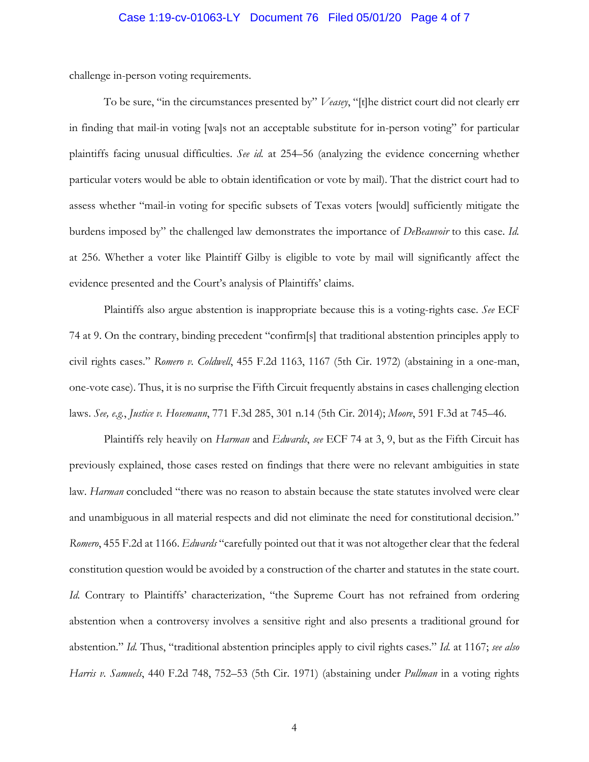challenge in-person voting requirements.

To be sure, "in the circumstances presented by" *Veasey*, "[t]he district court did not clearly err in finding that mail-in voting [wa]s not an acceptable substitute for in-person voting" for particular plaintiffs facing unusual difficulties. *See id.* at 254–56 (analyzing the evidence concerning whether particular voters would be able to obtain identification or vote by mail). That the district court had to assess whether "mail-in voting for specific subsets of Texas voters [would] sufficiently mitigate the burdens imposed by" the challenged law demonstrates the importance of *DeBeauvoir* to this case. *Id.* at 256. Whether a voter like Plaintiff Gilby is eligible to vote by mail will significantly affect the evidence presented and the Court's analysis of Plaintiffs' claims.

Plaintiffs also argue abstention is inappropriate because this is a voting-rights case. *See* ECF 74 at 9. On the contrary, binding precedent "confirm[s] that traditional abstention principles apply to civil rights cases." *Romero v. Coldwell*, 455 F.2d 1163, 1167 (5th Cir. 1972) (abstaining in a one-man, one-vote case). Thus, it is no surprise the Fifth Circuit frequently abstains in cases challenging election laws. *See, e.g.*, *Justice v. Hosemann*, 771 F.3d 285, 301 n.14 (5th Cir. 2014); *Moore*, 591 F.3d at 745–46.

Plaintiffs rely heavily on *Harman* and *Edwards*, *see* ECF 74 at 3, 9, but as the Fifth Circuit has previously explained, those cases rested on findings that there were no relevant ambiguities in state law. *Harman* concluded "there was no reason to abstain because the state statutes involved were clear and unambiguous in all material respects and did not eliminate the need for constitutional decision." *Romero*, 455 F.2d at 1166. *Edwards* "carefully pointed out that it was not altogether clear that the federal constitution question would be avoided by a construction of the charter and statutes in the state court. *Id.* Contrary to Plaintiffs' characterization, "the Supreme Court has not refrained from ordering abstention when a controversy involves a sensitive right and also presents a traditional ground for abstention." *Id.* Thus, "traditional abstention principles apply to civil rights cases." *Id.* at 1167; *see also Harris v. Samuels*, 440 F.2d 748, 752–53 (5th Cir. 1971) (abstaining under *Pullman* in a voting rights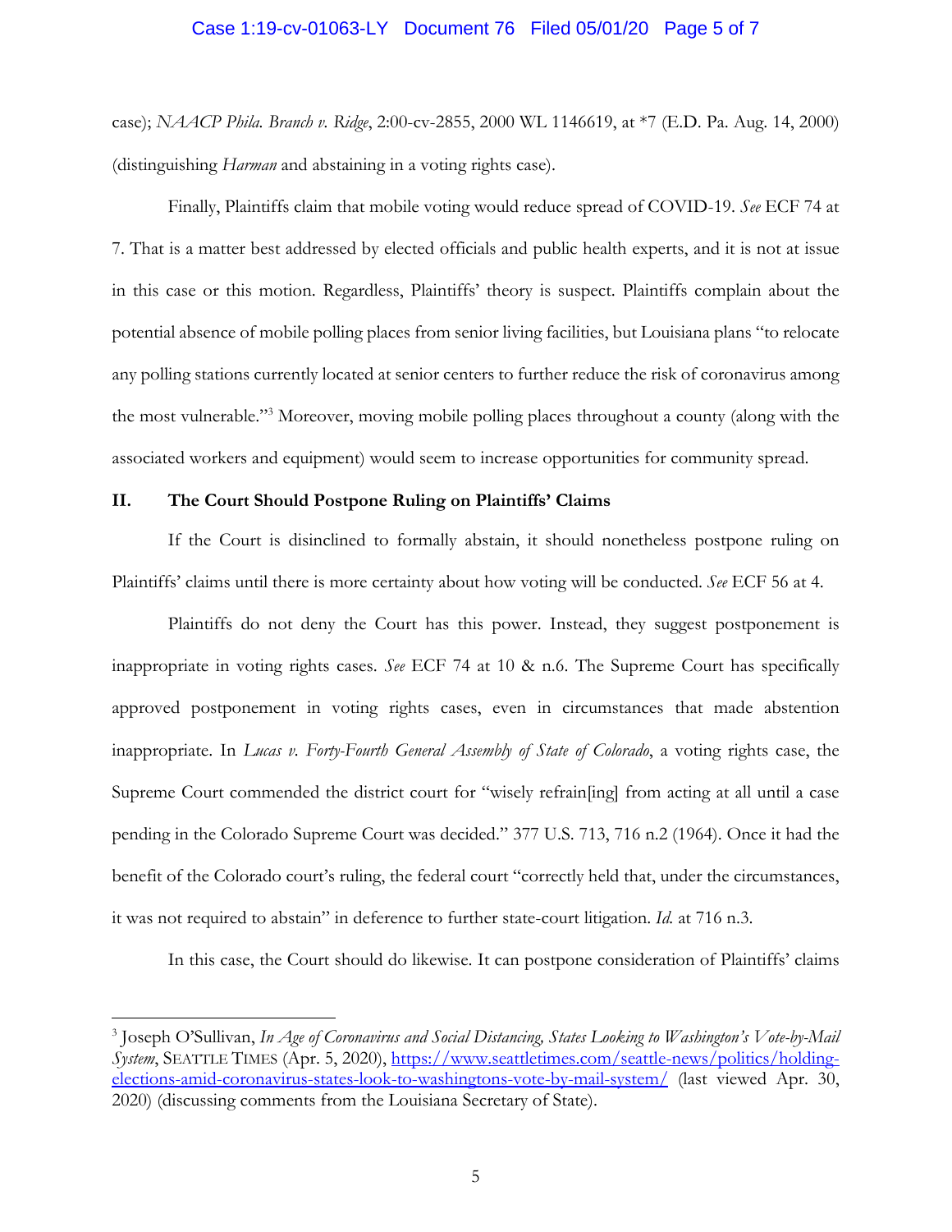case); *NAACP Phila. Branch v. Ridge*, 2:00-cv-2855, 2000 WL 1146619, at *7 (E.D. Pa. Aug. 14, 2000) (distinguishing *Harman* and abstaining in a voting rights case).

Finally, Plaintiffs claim that mobile voting would reduce spread of COVID-19. *See* ECF 74 at 7. That is a matter best addressed by elected officials and public health experts, and it is not at issue in this case or this motion. Regardless, Plaintiffs' theory is suspect. Plaintiffs complain about the potential absence of mobile polling places from senior living facilities, but Louisiana plans "to relocate any polling stations currently located at senior centers to further reduce the risk of coronavirus among the most vulnerable."[3] Moreover, moving mobile polling places throughout a county (along with the associated workers and equipment) would seem to increase opportunities for community spread.

## II. The Court Should Postpone Ruling on Plaintiffs' Claims

If the Court is disinclined to formally abstain, it should nonetheless postpone ruling on Plaintiffs' claims until there is more certainty about how voting will be conducted. *See* ECF 56 at 4.

Plaintiffs do not deny the Court has this power. Instead, they suggest postponement is inappropriate in voting rights cases. *See* ECF 74 at 10 & n.6. The Supreme Court has specifically approved postponement in voting rights cases, even in circumstances that made abstention inappropriate. In *Lucas v. Forty-Fourth General Assembly of State of Colorado*, a voting rights case, the Supreme Court commended the district court for "wisely refrain[ing] from acting at all until a case pending in the Colorado Supreme Court was decided." 377 U.S. 713, 716 n.2 (1964). Once it had the benefit of the Colorado court's ruling, the federal court "correctly held that, under the circumstances, it was not required to abstain" in deference to further state-court litigation. *Id.* at 716 n.3.

In this case, the Court should do likewise. It can postpone consideration of Plaintiffs' claims

---

[3] Joseph O'Sullivan, *In Age of Coronavirus and Social Distancing, States Looking to Washington's Vote-by-Mail System*, SEATTLE TIMES (Apr. 5, 2020), https://www.seattletimes.com/seattle-news/politics/holding-elections-amid-coronavirus-states-look-to-washingtons-vote-by-mail-system/ (last viewed Apr. 30, 2020) (discussing comments from the Louisiana Secretary of State).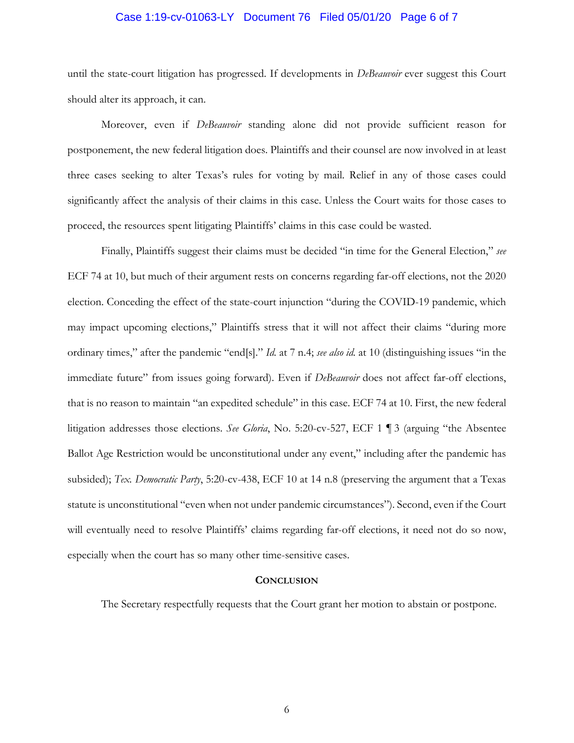until the state-court litigation has progressed. If developments in *DeBeauvoir* ever suggest this Court should alter its approach, it can.

Moreover, even if *DeBeauvoir* standing alone did not provide sufficient reason for postponement, the new federal litigation does. Plaintiffs and their counsel are now involved in at least three cases seeking to alter Texas's rules for voting by mail. Relief in any of those cases could significantly affect the analysis of their claims in this case. Unless the Court waits for those cases to proceed, the resources spent litigating Plaintiffs' claims in this case could be wasted.

Finally, Plaintiffs suggest their claims must be decided "in time for the General Election," *see* ECF 74 at 10, but much of their argument rests on concerns regarding far-off elections, not the 2020 election. Conceding the effect of the state-court injunction "during the COVID-19 pandemic, which may impact upcoming elections," Plaintiffs stress that it will not affect their claims "during more ordinary times," after the pandemic "end[s]." *Id.* at 7 n.4; *see also id.* at 10 (distinguishing issues "in the immediate future" from issues going forward). Even if *DeBeauvoir* does not affect far-off elections, that is no reason to maintain "an expedited schedule" in this case. ECF 74 at 10. First, the new federal litigation addresses those elections. *See Gloria*, No. 5:20-cv-527, ECF 1 ¶ 3 (arguing "the Absentee Ballot Age Restriction would be unconstitutional under any event," including after the pandemic has subsided); *Tex. Democratic Party*, 5:20-cv-438, ECF 10 at 14 n.8 (preserving the argument that a Texas statute is unconstitutional "even when not under pandemic circumstances"). Second, even if the Court will eventually need to resolve Plaintiffs' claims regarding far-off elections, it need not do so now, especially when the court has so many other time-sensitive cases.

## Conclusion

The Secretary respectfully requests that the Court grant her motion to abstain or postpone.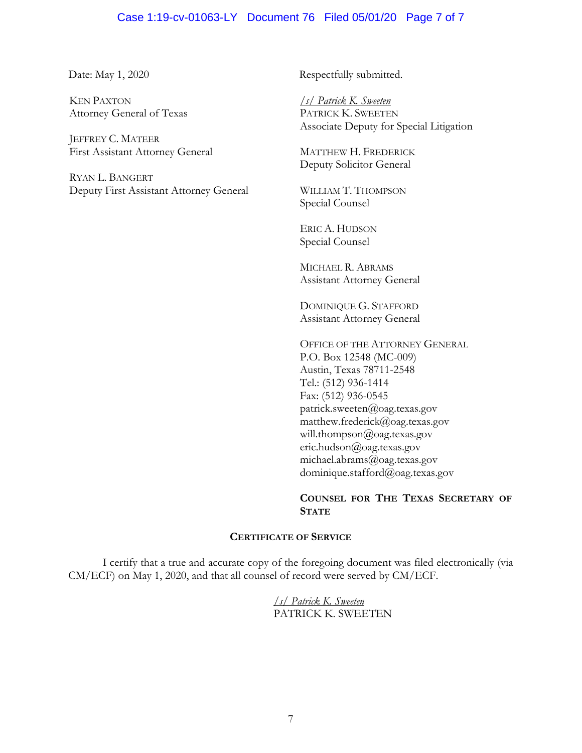Date: May 1, 2020

KEN PAXTON
Attorney General of Texas

JEFFREY C. MATEER
First Assistant Attorney General

RYAN L. BANGERT
Deputy First Assistant Attorney General

Respectfully submitted.

*/s/ Patrick K. Sweeten*
PATRICK K. SWEETEN
Associate Deputy for Special Litigation

MATTHEW H. FREDERICK
Deputy Solicitor General

WILLIAM T. THOMPSON
Special Counsel

ERIC A. HUDSON
Special Counsel

MICHAEL R. ABRAMS
Assistant Attorney General

DOMINIQUE G. STAFFORD
Assistant Attorney General

OFFICE OF THE ATTORNEY GENERAL
P.O. Box 12548 (MC-009)
Austin, Texas 78711-2548
Tel.: (512) 936-1414
Fax: (512) 936-0545
patrick.sweeten@oag.texas.gov
matthew.frederick@oag.texas.gov
will.thompson@oag.texas.gov
eric.hudson@oag.texas.gov
michael.abrams@oag.texas.gov
dominique.stafford@oag.texas.gov

**COUNSEL FOR THE TEXAS SECRETARY OF STATE**

**CERTIFICATE OF SERVICE**

I certify that a true and accurate copy of the foregoing document was filed electronically (via CM/ECF) on May 1, 2020, and that all counsel of record were served by CM/ECF.

*/s/ Patrick K. Sweeten*
PATRICK K. SWEETEN